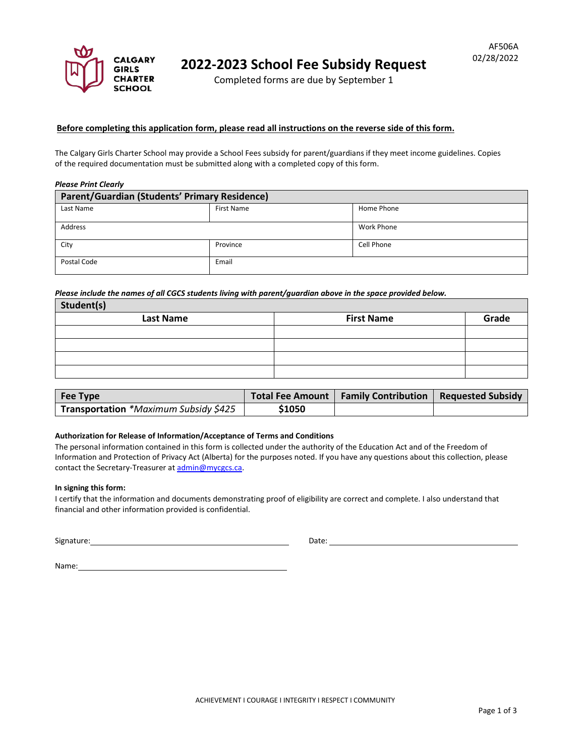CALGARY GIRLS CHARTER SCHOOL

AF506A
02/28/2022

# 2022-2023 School Fee Subsidy Request

Completed forms are due by September 1

**Before completing this application form, please read all instructions on the reverse side of this form.**

The Calgary Girls Charter School may provide a School Fees subsidy for parent/guardians if they meet income guidelines. Copies of the required documentation must be submitted along with a completed copy of this form.

***Please Print Clearly***

| Parent/Guardian (Students' Primary Residence) | | |
|---|---|---|
| Last Name | First Name | Home Phone |
| Address | | Work Phone |
| City | Province | Cell Phone |
| Postal Code | Email | |

***Please include the names of all CGCS students living with parent/guardian above in the space provided below.***

| Student(s) | | |
|---|---|---|
| **Last Name** | **First Name** | **Grade** |
| | | |
| | | |
| | | |
| | | |

| Fee Type | Total Fee Amount | Family Contribution | Requested Subsidy |
|---|---|---|---|
| **Transportation** *\*Maximum Subsidy $425* | **$1050** | | |

**Authorization for Release of Information/Acceptance of Terms and Conditions**

The personal information contained in this form is collected under the authority of the Education Act and of the Freedom of Information and Protection of Privacy Act (Alberta) for the purposes noted. If you have any questions about this collection, please contact the Secretary-Treasurer at admin@mycgcs.ca.

**In signing this form:**

I certify that the information and documents demonstrating proof of eligibility are correct and complete. I also understand that financial and other information provided is confidential.

Signature: ______________________________ Date: ______________________________

Name: ______________________________

ACHIEVEMENT I COURAGE I INTEGRITY I RESPECT I COMMUNITY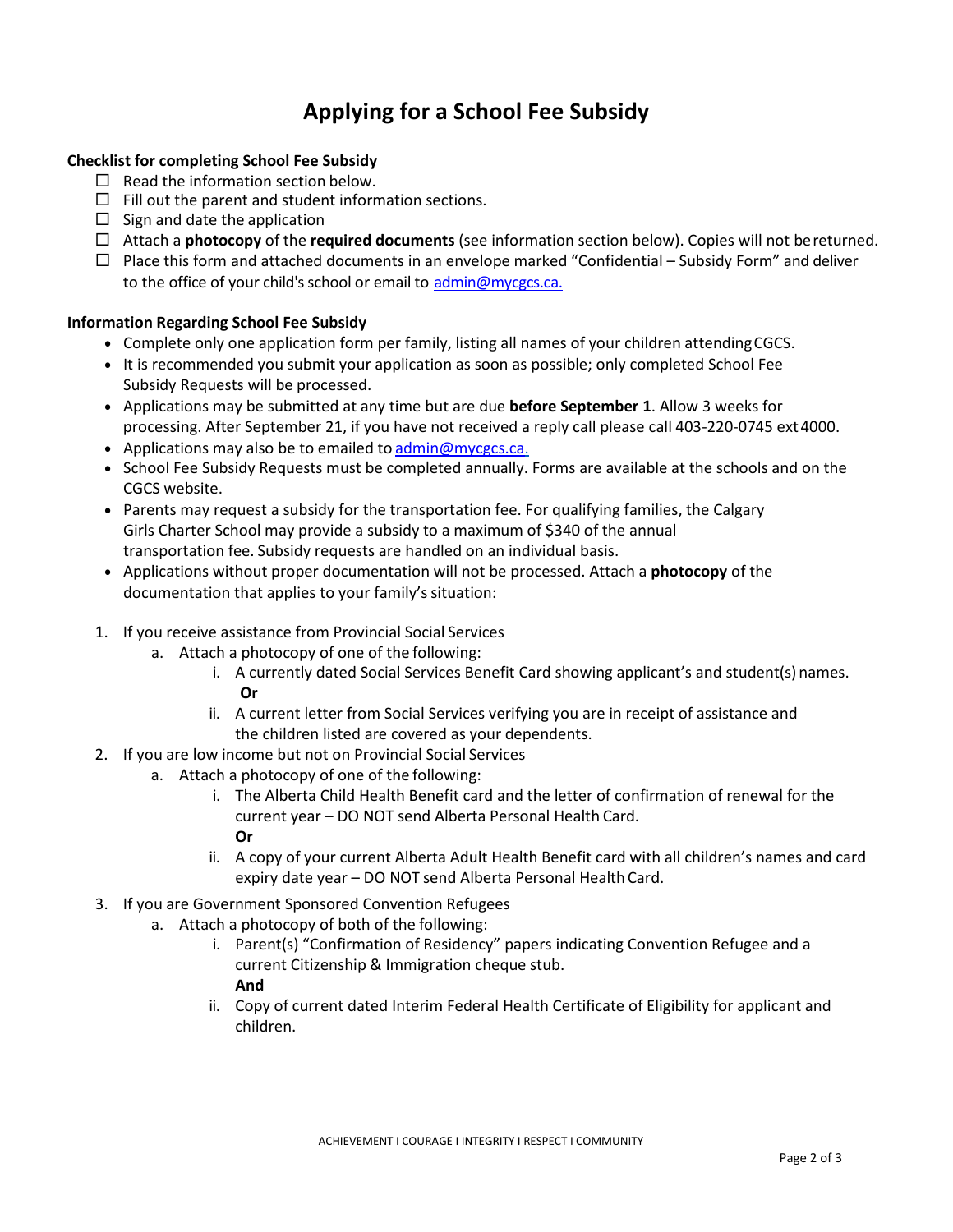# Applying for a School Fee Subsidy

**Checklist for completing School Fee Subsidy**

- ☐ Read the information section below.
- ☐ Fill out the parent and student information sections.
- ☐ Sign and date the application
- ☐ Attach a **photocopy** of the **required documents** (see information section below). Copies will not be returned.
- ☐ Place this form and attached documents in an envelope marked "Confidential – Subsidy Form" and deliver to the office of your child's school or email to admin@mycgcs.ca.

**Information Regarding School Fee Subsidy**

- Complete only one application form per family, listing all names of your children attending CGCS.
- It is recommended you submit your application as soon as possible; only completed School Fee Subsidy Requests will be processed.
- Applications may be submitted at any time but are due **before September 1**. Allow 3 weeks for processing. After September 21, if you have not received a reply call please call 403-220-0745 ext 4000.
- Applications may also be to emailed to admin@mycgcs.ca.
- School Fee Subsidy Requests must be completed annually. Forms are available at the schools and on the CGCS website.
- Parents may request a subsidy for the transportation fee. For qualifying families, the Calgary Girls Charter School may provide a subsidy to a maximum of $340 of the annual transportation fee. Subsidy requests are handled on an individual basis.
- Applications without proper documentation will not be processed. Attach a **photocopy** of the documentation that applies to your family's situation:

1. If you receive assistance from Provincial Social Services
   a. Attach a photocopy of one of the following:
      i. A currently dated Social Services Benefit Card showing applicant's and student(s) names.
         **Or**
      ii. A current letter from Social Services verifying you are in receipt of assistance and the children listed are covered as your dependents.
2. If you are low income but not on Provincial Social Services
   a. Attach a photocopy of one of the following:
      i. The Alberta Child Health Benefit card and the letter of confirmation of renewal for the current year – DO NOT send Alberta Personal Health Card.
         **Or**
      ii. A copy of your current Alberta Adult Health Benefit card with all children's names and card expiry date year – DO NOT send Alberta Personal Health Card.
3. If you are Government Sponsored Convention Refugees
   a. Attach a photocopy of both of the following:
      i. Parent(s) "Confirmation of Residency" papers indicating Convention Refugee and a current Citizenship & Immigration cheque stub.
         **And**
      ii. Copy of current dated Interim Federal Health Certificate of Eligibility for applicant and children.

ACHIEVEMENT I COURAGE I INTEGRITY I RESPECT I COMMUNITY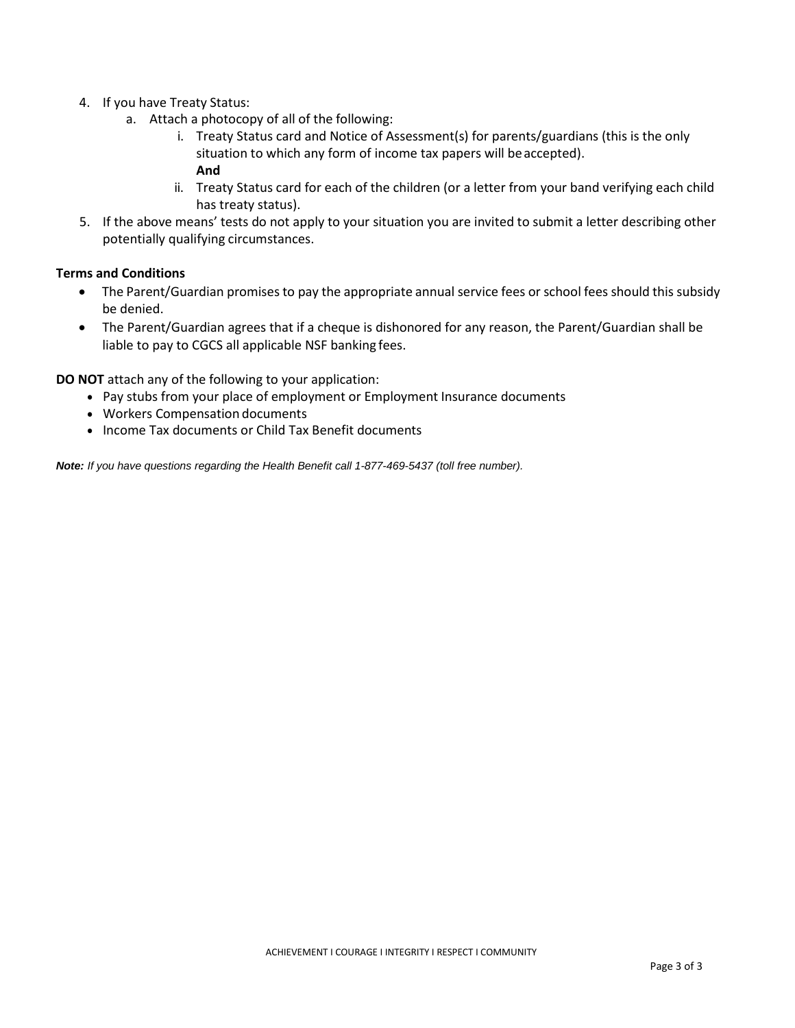4. If you have Treaty Status:
    a. Attach a photocopy of all of the following:
        i. Treaty Status card and Notice of Assessment(s) for parents/guardians (this is the only situation to which any form of income tax papers will be accepted).
        **And**
        ii. Treaty Status card for each of the children (or a letter from your band verifying each child has treaty status).
5. If the above means' tests do not apply to your situation you are invited to submit a letter describing other potentially qualifying circumstances.

**Terms and Conditions**

- The Parent/Guardian promises to pay the appropriate annual service fees or school fees should this subsidy be denied.
- The Parent/Guardian agrees that if a cheque is dishonored for any reason, the Parent/Guardian shall be liable to pay to CGCS all applicable NSF banking fees.

**DO NOT** attach any of the following to your application:

- Pay stubs from your place of employment or Employment Insurance documents
- Workers Compensation documents
- Income Tax documents or Child Tax Benefit documents

***Note:*** *If you have questions regarding the Health Benefit call 1-877-469-5437 (toll free number).*

ACHIEVEMENT I COURAGE I INTEGRITY I RESPECT I COMMUNITY